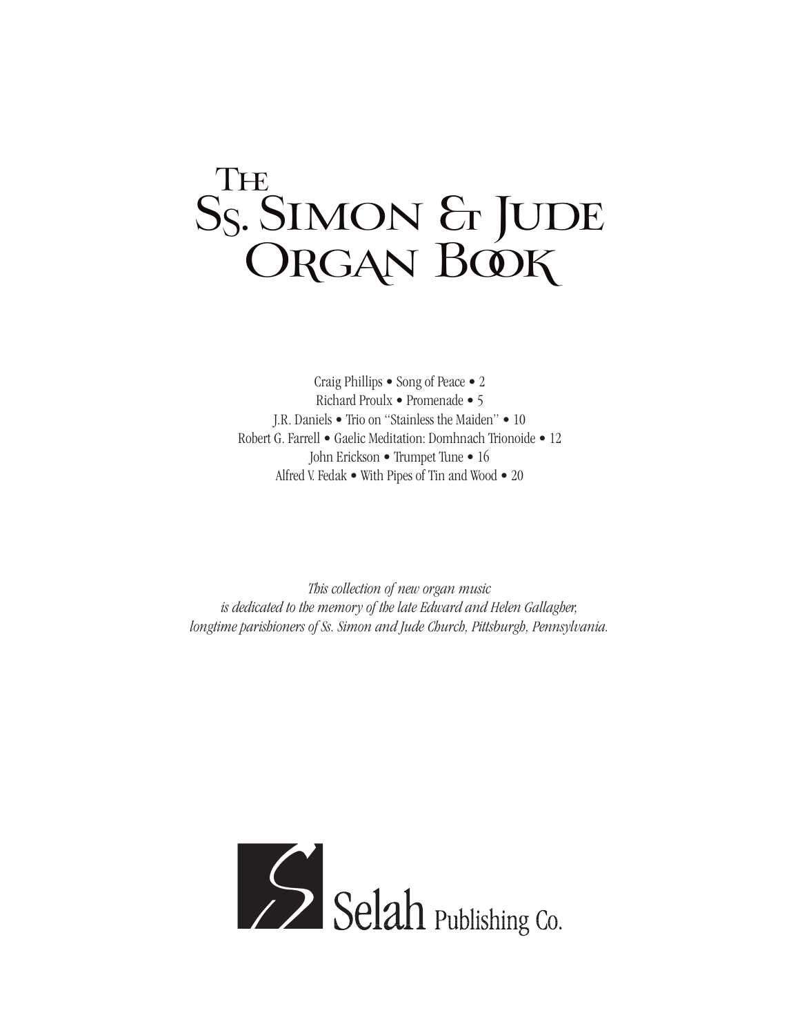# The Ss. Simon & Jude Organ Book

Craig Phillips • Song of Peace • 2
Richard Proulx • Promenade • 5
J.R. Daniels • Trio on "Stainless the Maiden" • 10
Robert G. Farrell • Gaelic Meditation: Domhnach Trionoide • 12
John Erickson • Trumpet Tune • 16
Alfred V. Fedak • With Pipes of Tin and Wood • 20

*This collection of new organ music*
*is dedicated to the memory of the late Edward and Helen Gallagher,*
*longtime parishioners of Ss. Simon and Jude Church, Pittsburgh, Pennsylvania.*

Selah Publishing Co.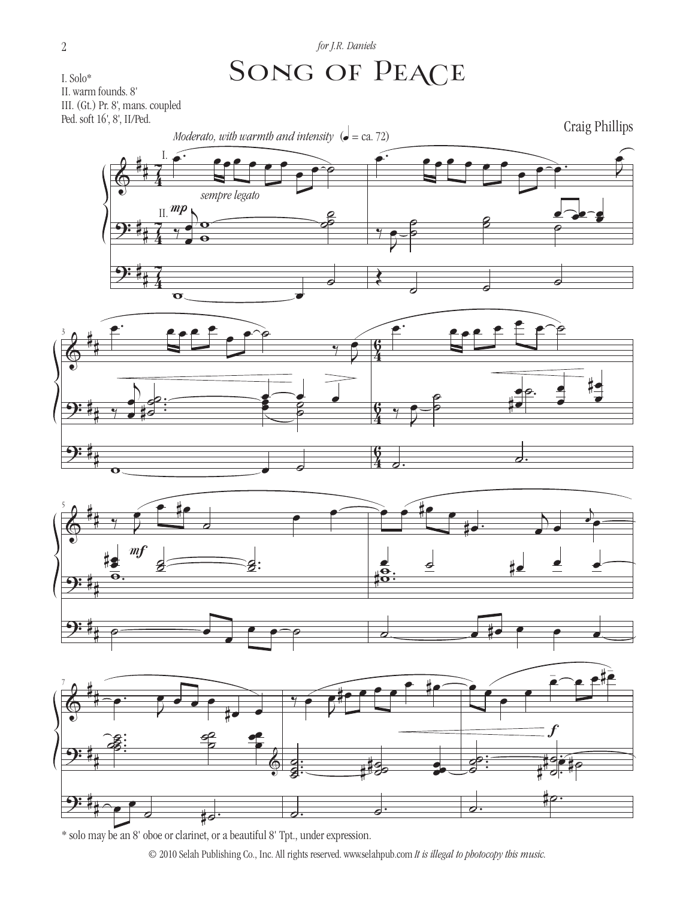*for J.R. Daniels*

# Song of Peace

I. Solo*
II. warm founds. 8'
III. (Gt.) Pr. 8', mans. coupled
Ped. soft 16', 8', II/Ped.

Craig Phillips

*Moderato, with warmth and intensity* (♩ = ca. 72)

\* solo may be an 8' oboe or clarinet, or a beautiful 8' Tpt., under expression.

© 2010 Selah Publishing Co., Inc. All rights reserved. www.selahpub.com *It is illegal to photocopy this music.*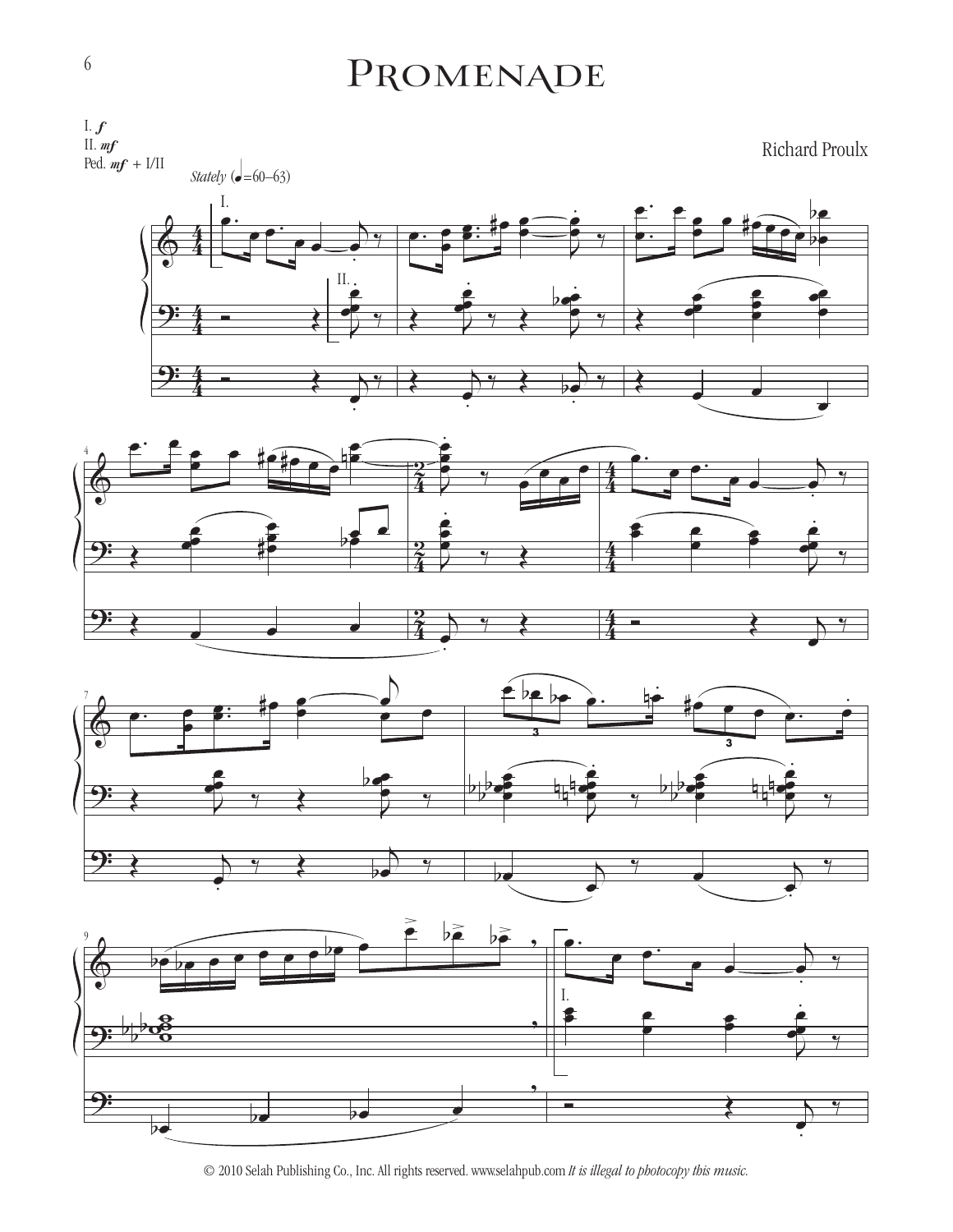# Promenade

I. *f*
II. *mf*
Ped. *mf* + I/II

Richard Proulx

*Stately* (♩=60–63)

© 2010 Selah Publishing Co., Inc. All rights reserved. www.selahpub.com *It is illegal to photocopy this music.*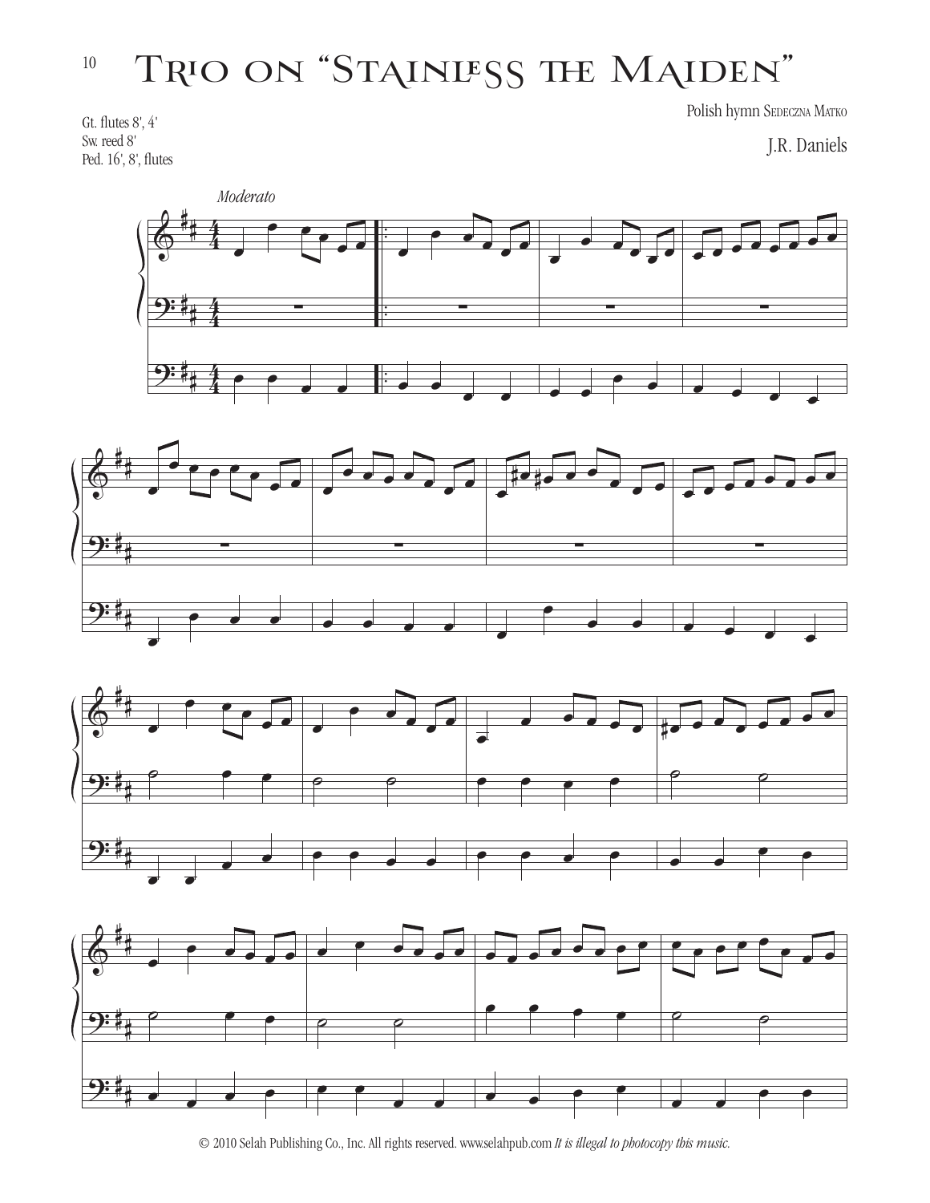# Trio on "Stainless the Maiden"

Gt. flutes 8', 4'
Sw. reed 8'
Ped. 16', 8', flutes

Polish hymn Sedeczna Matko

J.R. Daniels

*Moderato*

© 2010 Selah Publishing Co., Inc. All rights reserved. www.selahpub.com *It is illegal to photocopy this music.*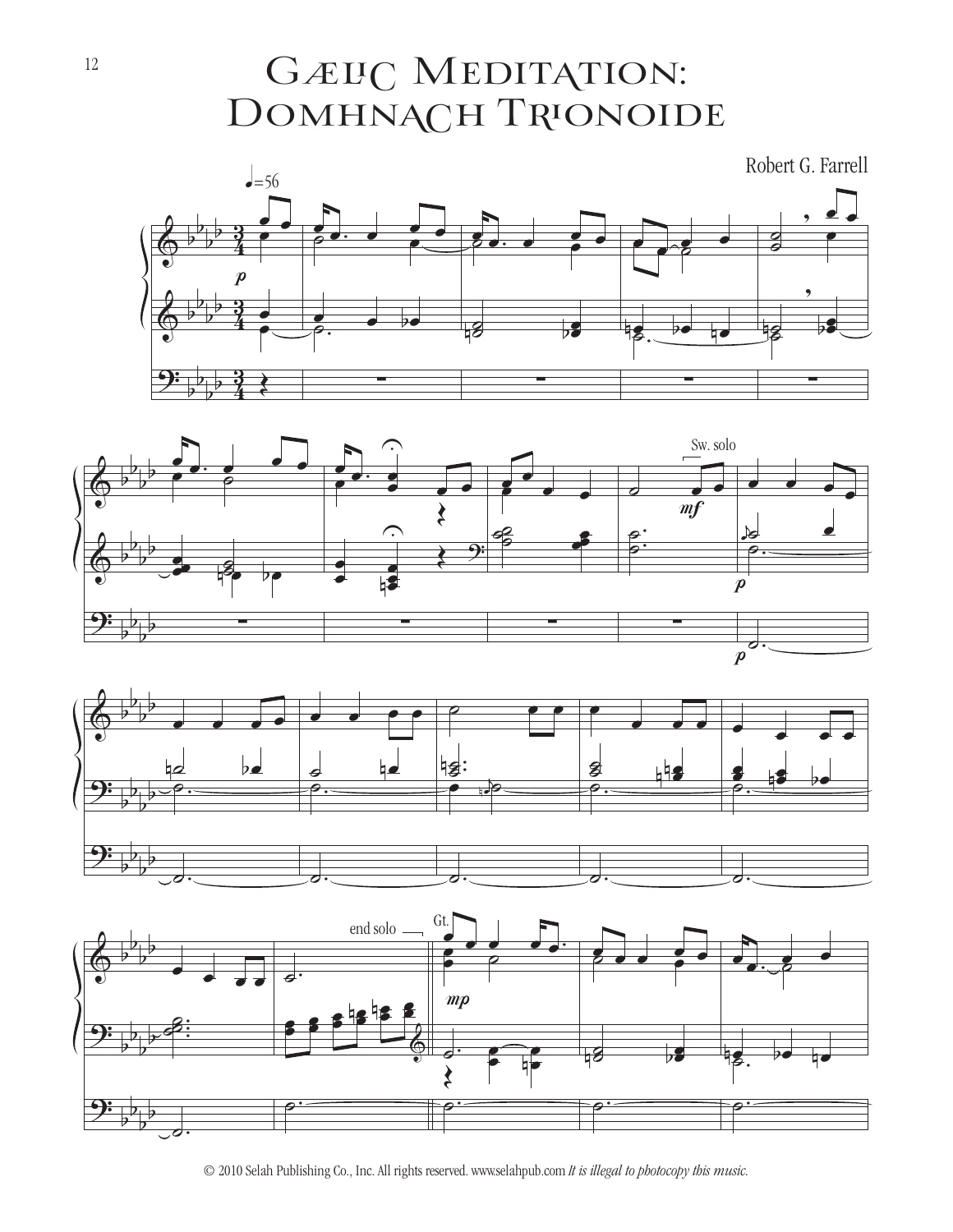# Gælic Meditation: Domhnach Trionoide

Robert G. Farrell

© 2010 Selah Publishing Co., Inc. All rights reserved. www.selahpub.com *It is illegal to photocopy this music.*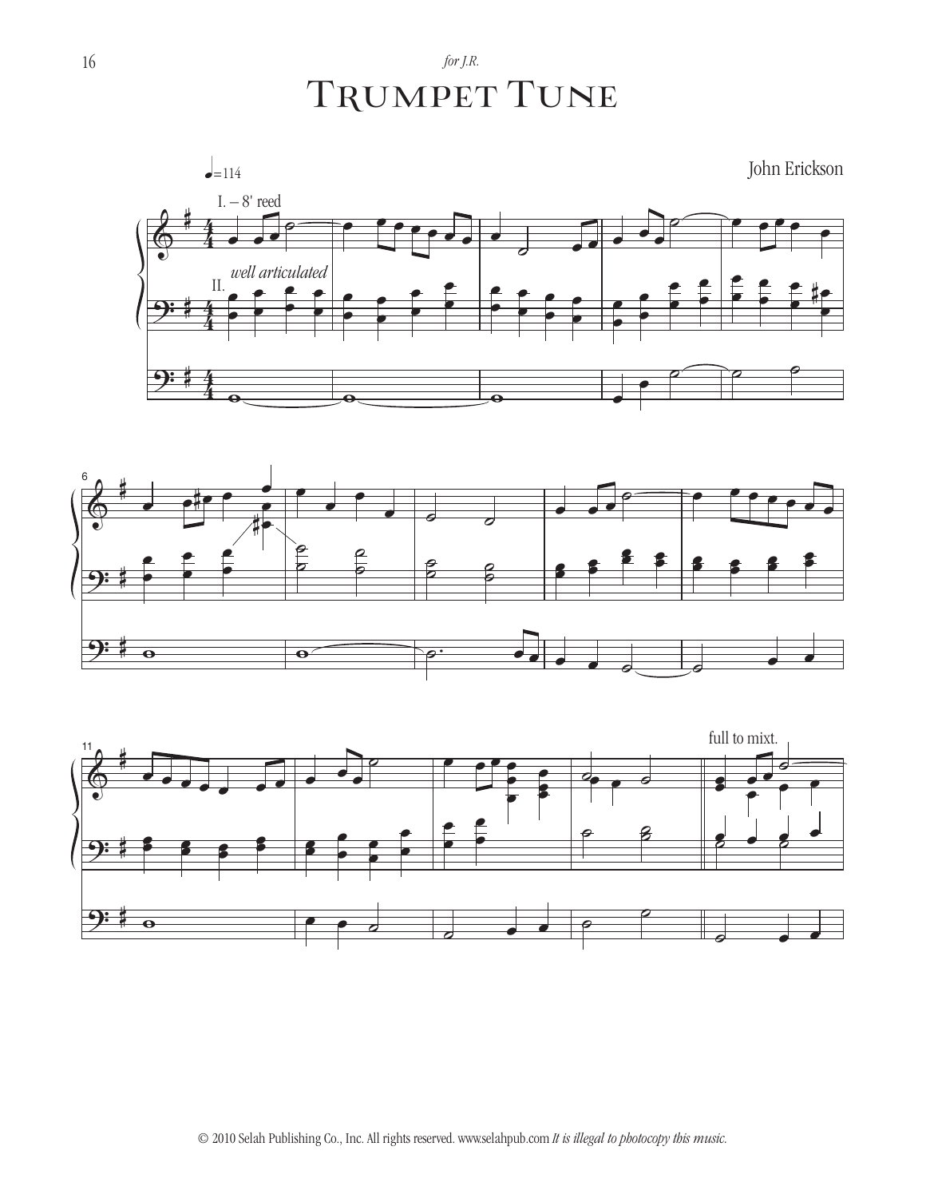*for J.R.*

# Trumpet Tune

John Erickson

♩=114

I. – 8' reed

II.

*well articulated*

full to mixt.

© 2010 Selah Publishing Co., Inc. All rights reserved. www.selahpub.com *It is illegal to photocopy this music.*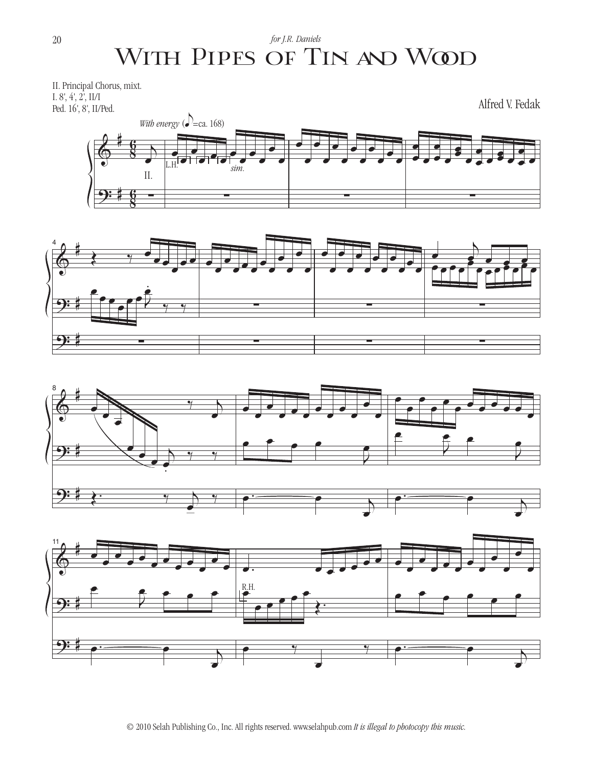*for J.R. Daniels*

# With Pipes of Tin and Wood

II. Principal Chorus, mixt.
I. 8', 4', 2', II/I
Ped. 16', 8', II/Ped.

Alfred V. Fedak

*With energy* (♪=ca. 168)

© 2010 Selah Publishing Co., Inc. All rights reserved. www.selahpub.com *It is illegal to photocopy this music.*